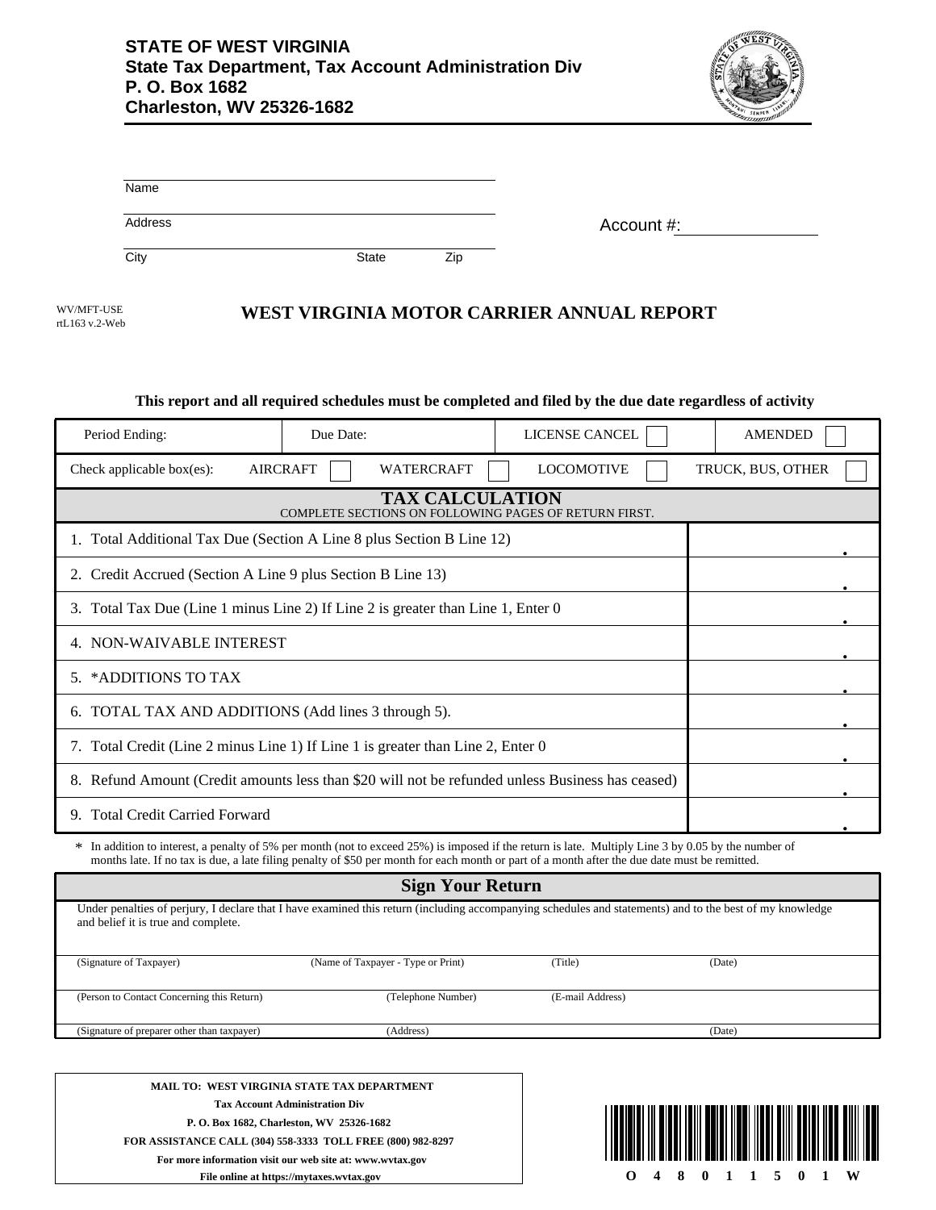**STATE OF WEST VIRGINIA**
**State Tax Department, Tax Account Administration Div**
**P. O. Box 1682**
**Charleston, WV 25326-1682**

Name

Address

City State Zip

Account #:

WV/MFT-USE
rtL163 v.2-Web

# WEST VIRGINIA MOTOR CARRIER ANNUAL REPORT

**This report and all required schedules must be completed and filed by the due date regardless of activity**

| Period Ending: | Due Date: | LICENSE CANCEL ☐ | AMENDED ☐ |
|---|---|---|---|
| Check applicable box(es): AIRCRAFT ☐ | WATERCRAFT ☐ | LOCOMOTIVE ☐ | TRUCK, BUS, OTHER ☐ |

## TAX CALCULATION

COMPLETE SECTIONS ON FOLLOWING PAGES OF RETURN FIRST.

| Line | Amount |
|---|---|
| 1. Total Additional Tax Due (Section A Line 8 plus Section B Line 12) | . |
| 2. Credit Accrued (Section A Line 9 plus Section B Line 13) | . |
| 3. Total Tax Due (Line 1 minus Line 2) If Line 2 is greater than Line 1, Enter 0 | . |
| 4. NON-WAIVABLE INTEREST | . |
| 5. *ADDITIONS TO TAX | . |
| 6. TOTAL TAX AND ADDITIONS (Add lines 3 through 5). | . |
| 7. Total Credit (Line 2 minus Line 1) If Line 1 is greater than Line 2, Enter 0 | . |
| 8. Refund Amount (Credit amounts less than $20 will not be refunded unless Business has ceased) | . |
| 9. Total Credit Carried Forward | . |

\* In addition to interest, a penalty of 5% per month (not to exceed 25%) is imposed if the return is late. Multiply Line 3 by 0.05 by the number of months late. If no tax is due, a late filing penalty of $50 per month for each month or part of a month after the due date must be remitted.

## Sign Your Return

Under penalties of perjury, I declare that I have examined this return (including accompanying schedules and statements) and to the best of my knowledge and belief it is true and complete.

| (Signature of Taxpayer) | (Name of Taxpayer - Type or Print) | (Title) | (Date) |
|---|---|---|---|
| (Person to Contact Concerning this Return) | (Telephone Number) | (E-mail Address) | |
| (Signature of preparer other than taxpayer) | (Address) | | (Date) |

**MAIL TO: WEST VIRGINIA STATE TAX DEPARTMENT**
**Tax Account Administration Div**
**P. O. Box 1682, Charleston, WV 25326-1682**
**FOR ASSISTANCE CALL (304) 558-3333 TOLL FREE (800) 982-8297**
**For more information visit our web site at: www.wvtax.gov**
**File online at https://mytaxes.wvtax.gov**

O 4 8 0 1 1 5 0 1 W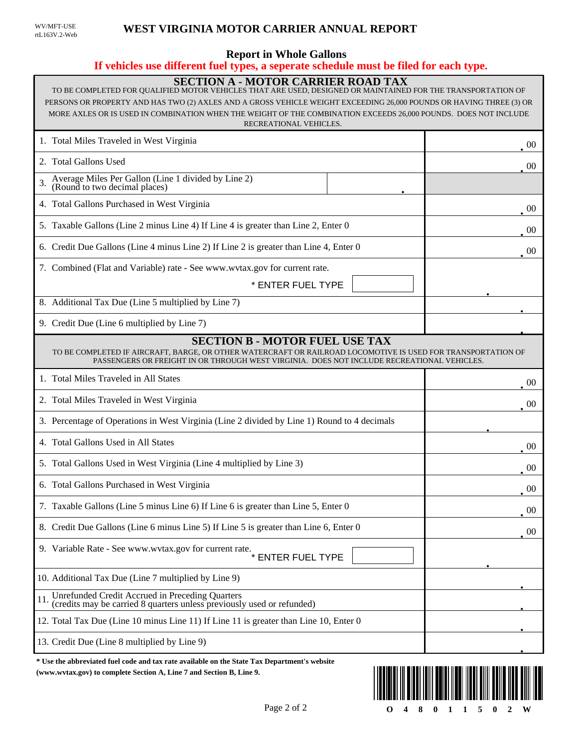WV/MFT-USE
rtL163V.2-Web

# WEST VIRGINIA MOTOR CARRIER ANNUAL REPORT

**Report in Whole Gallons**

**If vehicles use different fuel types, a seperate schedule must be filed for each type.**

## SECTION A - MOTOR CARRIER ROAD TAX

TO BE COMPLETED FOR QUALIFIED MOTOR VEHICLES THAT ARE USED, DESIGNED OR MAINTAINED FOR THE TRANSPORTATION OF PERSONS OR PROPERTY AND HAS TWO (2) AXLES AND A GROSS VEHICLE WEIGHT EXCEEDING 26,000 POUNDS OR HAVING THREE (3) OR MORE AXLES OR IS USED IN COMBINATION WHEN THE WEIGHT OF THE COMBINATION EXCEEDS 26,000 POUNDS. DOES NOT INCLUDE RECREATIONAL VEHICLES.

| | | |
|---|---|---|
| 1. Total Miles Traveled in West Virginia | | .00 |
| 2. Total Gallons Used | | .00 |
| 3. Average Miles Per Gallon (Line 1 divided by Line 2) (Round to two decimal places) | . | |
| 4. Total Gallons Purchased in West Virginia | | .00 |
| 5. Taxable Gallons (Line 2 minus Line 4) If Line 4 is greater than Line 2, Enter 0 | | .00 |
| 6. Credit Due Gallons (Line 4 minus Line 2) If Line 2 is greater than Line 4, Enter 0 | | .00 |
| 7. Combined (Flat and Variable) rate - See www.wvtax.gov for current rate. * ENTER FUEL TYPE | | . |
| 8. Additional Tax Due (Line 5 multiplied by Line 7) | | . |
| 9. Credit Due (Line 6 multiplied by Line 7) | | . |

## SECTION B - MOTOR FUEL USE TAX

TO BE COMPLETED IF AIRCRAFT, BARGE, OR OTHER WATERCRAFT OR RAILROAD LOCOMOTIVE IS USED FOR TRANSPORTATION OF PASSENGERS OR FREIGHT IN OR THROUGH WEST VIRGINIA. DOES NOT INCLUDE RECREATIONAL VEHICLES.

| | |
|---|---|
| 1. Total Miles Traveled in All States | .00 |
| 2. Total Miles Traveled in West Virginia | .00 |
| 3. Percentage of Operations in West Virginia (Line 2 divided by Line 1) Round to 4 decimals | . |
| 4. Total Gallons Used in All States | .00 |
| 5. Total Gallons Used in West Virginia (Line 4 multiplied by Line 3) | .00 |
| 6. Total Gallons Purchased in West Virginia | .00 |
| 7. Taxable Gallons (Line 5 minus Line 6) If Line 6 is greater than Line 5, Enter 0 | .00 |
| 8. Credit Due Gallons (Line 6 minus Line 5) If Line 5 is greater than Line 6, Enter 0 | .00 |
| 9. Variable Rate - See www.wvtax.gov for current rate. * ENTER FUEL TYPE | . |
| 10. Additional Tax Due (Line 7 multiplied by Line 9) | . |
| 11. Unrefunded Credit Accrued in Preceding Quarters (credits may be carried 8 quarters unless previously used or refunded) | . |
| 12. Total Tax Due (Line 10 minus Line 11) If Line 11 is greater than Line 10, Enter 0 | . |
| 13. Credit Due (Line 8 multiplied by Line 9) | . |

**\* Use the abbreviated fuel code and tax rate available on the State Tax Department's website (www.wvtax.gov) to complete Section A, Line 7 and Section B, Line 9.**

O 4 8 0 1 1 5 0 2 W